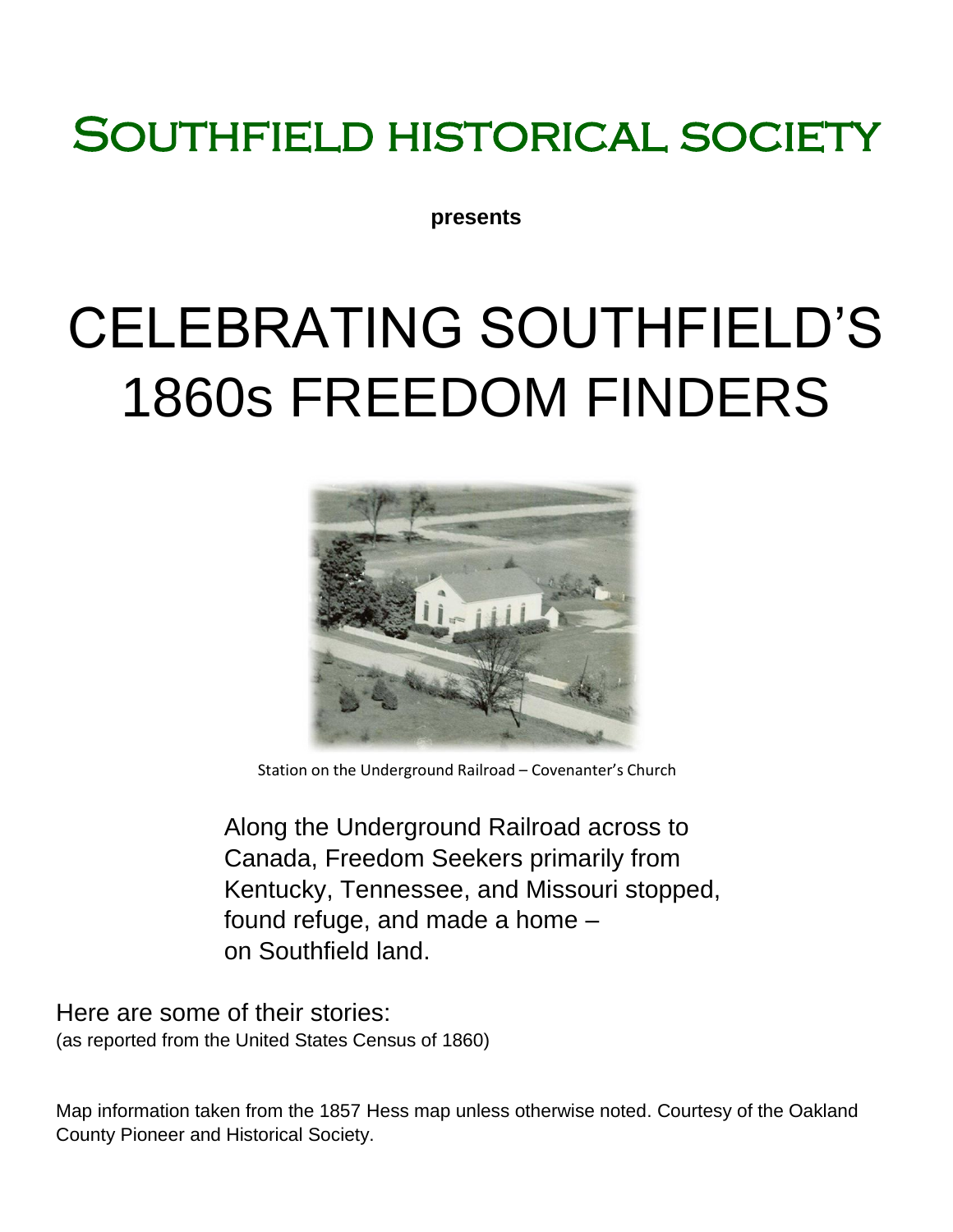# Southfield historical society

**presents**

# CELEBRATING SOUTHFIELD'S 1860s FREEDOM FINDERS

Station on the Underground Railroad – Covenanter's Church

Along the Underground Railroad across to Canada, Freedom Seekers primarily from Kentucky, Tennessee, and Missouri stopped, found refuge, and made a home – on Southfield land.

Here are some of their stories:
(as reported from the United States Census of 1860)

Map information taken from the 1857 Hess map unless otherwise noted. Courtesy of the Oakland County Pioneer and Historical Society.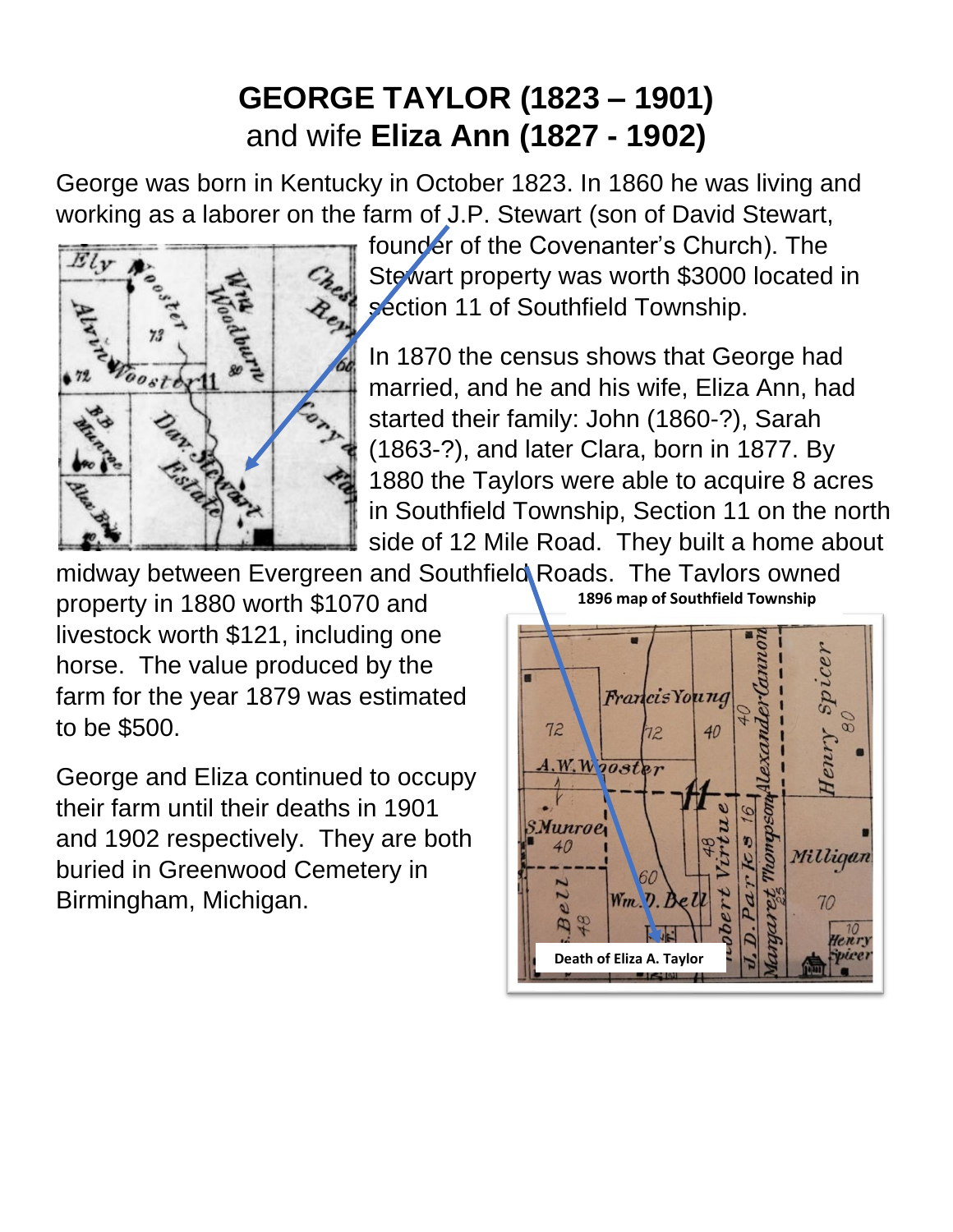# GEORGE TAYLOR (1823 – 1901)
and wife **Eliza Ann (1827 - 1902)**

George was born in Kentucky in October 1823. In 1860 he was living and working as a laborer on the farm of J.P. Stewart (son of David Stewart, founder of the Covenanter's Church). The Stewart property was worth $3000 located in section 11 of Southfield Township.

In 1870 the census shows that George had married, and he and his wife, Eliza Ann, had started their family: John (1860-?), Sarah (1863-?), and later Clara, born in 1877. By 1880 the Taylors were able to acquire 8 acres in Southfield Township, Section 11 on the north side of 12 Mile Road. They built a home about midway between Evergreen and Southfield Roads. The Taylors owned property in 1880 worth $1070 and livestock worth $121, including one horse. The value produced by the farm for the year 1879 was estimated to be $500.

George and Eliza continued to occupy their farm until their deaths in 1901 and 1902 respectively. They are both buried in Greenwood Cemetery in Birmingham, Michigan.

**1896 map of Southfield Township**

**Death of Eliza A. Taylor**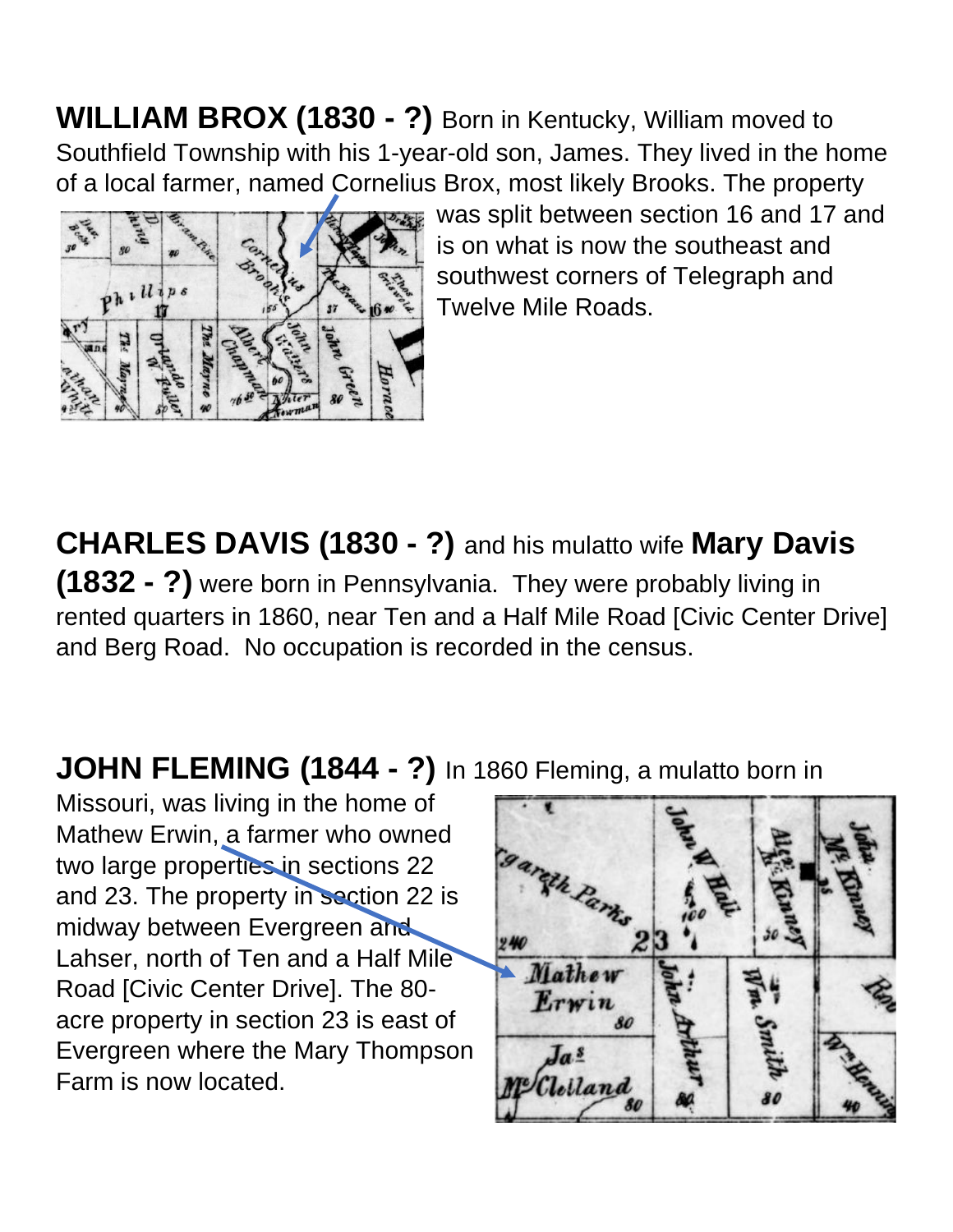**WILLIAM BROX (1830 - ?)** Born in Kentucky, William moved to Southfield Township with his 1-year-old son, James. They lived in the home of a local farmer, named Cornelius Brox, most likely Brooks. The property was split between section 16 and 17 and is on what is now the southeast and southwest corners of Telegraph and Twelve Mile Roads.

**CHARLES DAVIS (1830 - ?)** and his mulatto wife **Mary Davis (1832 - ?)** were born in Pennsylvania. They were probably living in rented quarters in 1860, near Ten and a Half Mile Road [Civic Center Drive] and Berg Road. No occupation is recorded in the census.

**JOHN FLEMING (1844 - ?)** In 1860 Fleming, a mulatto born in Missouri, was living in the home of Mathew Erwin, a farmer who owned two large properties in sections 22 and 23. The property in section 22 is midway between Evergreen and Lahser, north of Ten and a Half Mile Road [Civic Center Drive]. The 80-acre property in section 23 is east of Evergreen where the Mary Thompson Farm is now located.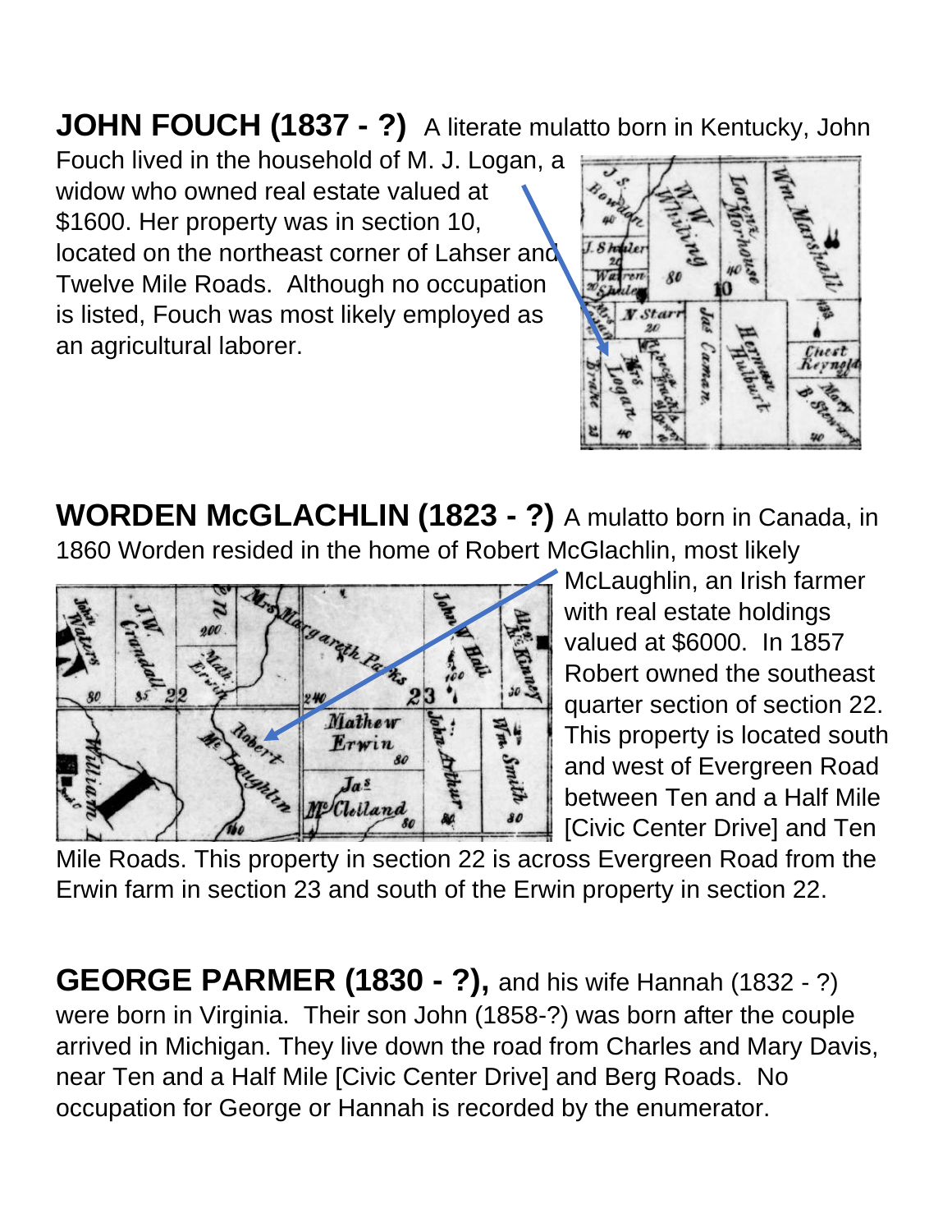**JOHN FOUCH (1837 - ?)** A literate mulatto born in Kentucky, John Fouch lived in the household of M. J. Logan, a widow who owned real estate valued at $1600. Her property was in section 10, located on the northeast corner of Lahser and Twelve Mile Roads. Although no occupation is listed, Fouch was most likely employed as an agricultural laborer.

**WORDEN McGLACHLIN (1823 - ?)** A mulatto born in Canada, in 1860 Worden resided in the home of Robert McGlachlin, most likely McLaughlin, an Irish farmer with real estate holdings valued at $6000. In 1857 Robert owned the southeast quarter section of section 22. This property is located south and west of Evergreen Road between Ten and a Half Mile [Civic Center Drive] and Ten Mile Roads. This property in section 22 is across Evergreen Road from the Erwin farm in section 23 and south of the Erwin property in section 22.

**GEORGE PARMER (1830 - ?),** and his wife Hannah (1832 - ?) were born in Virginia. Their son John (1858-?) was born after the couple arrived in Michigan. They live down the road from Charles and Mary Davis, near Ten and a Half Mile [Civic Center Drive] and Berg Roads. No occupation for George or Hannah is recorded by the enumerator.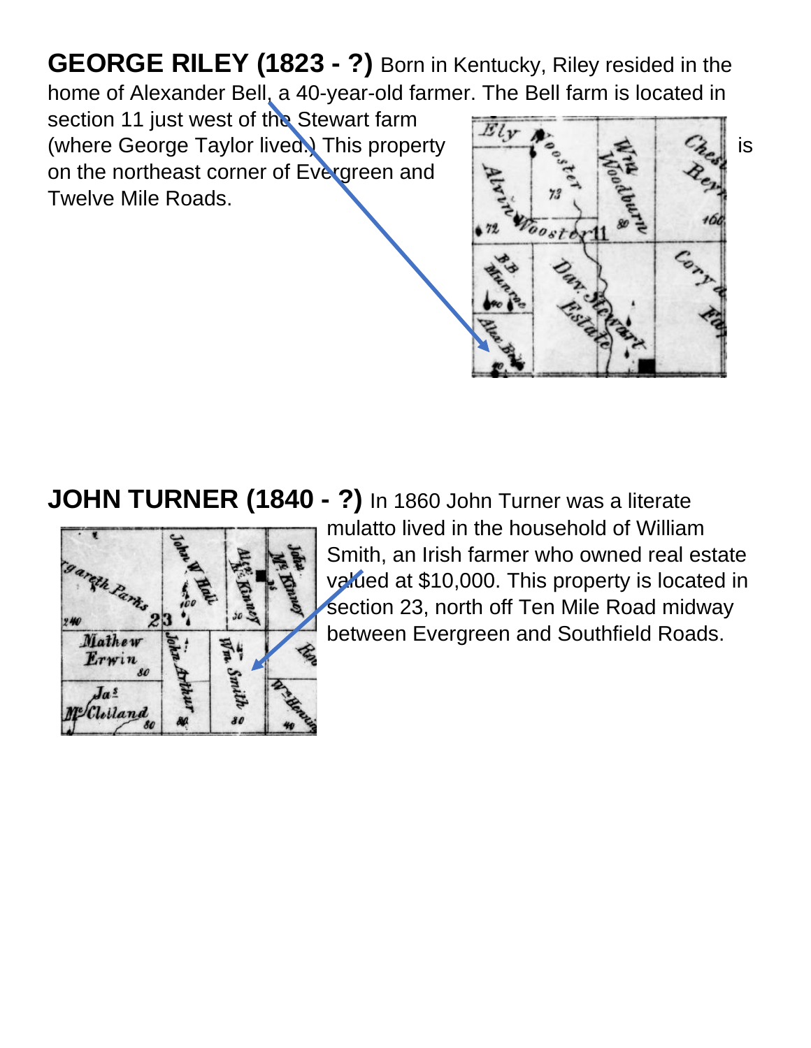**GEORGE RILEY (1823 - ?)** Born in Kentucky, Riley resided in the home of Alexander Bell, a 40-year-old farmer. The Bell farm is located in section 11 just west of the Stewart farm (where George Taylor lived.) This property is on the northeast corner of Evergreen and Twelve Mile Roads.

**JOHN TURNER (1840 - ?)** In 1860 John Turner was a literate mulatto lived in the household of William Smith, an Irish farmer who owned real estate valued at $10,000. This property is located in section 23, north off Ten Mile Road midway between Evergreen and Southfield Roads.